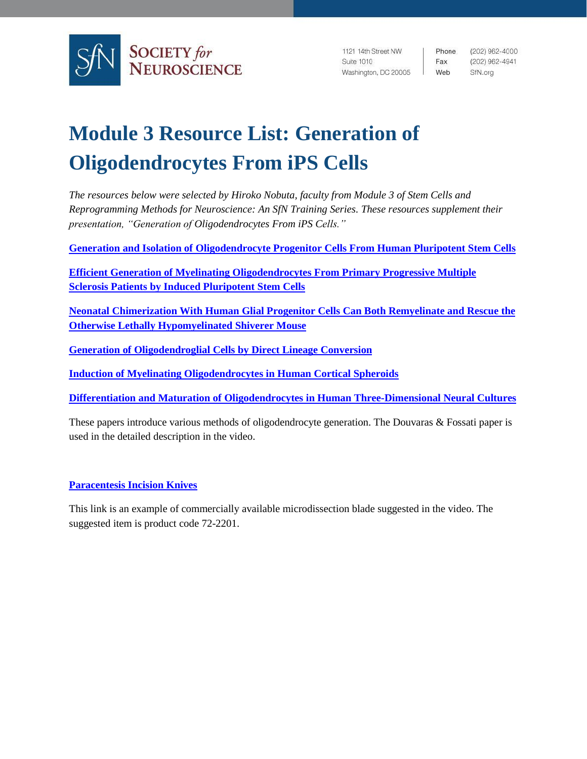SOCIETY *for* NEUROSCIENCE

1121 14th Street NW
Suite 1010
Washington, DC 20005

Phone (202) 962-4000
Fax (202) 962-4941
Web SfN.org

# Module 3 Resource List: Generation of Oligodendrocytes From iPS Cells

*The resources below were selected by Hiroko Nobuta, faculty from Module 3 of Stem Cells and Reprogramming Methods for Neuroscience: An SfN Training Series. These resources supplement their presentation, "Generation of Oligodendrocytes From iPS Cells."*

**Generation and Isolation of Oligodendrocyte Progenitor Cells From Human Pluripotent Stem Cells**

**Efficient Generation of Myelinating Oligodendrocytes From Primary Progressive Multiple Sclerosis Patients by Induced Pluripotent Stem Cells**

**Neonatal Chimerization With Human Glial Progenitor Cells Can Both Remyelinate and Rescue the Otherwise Lethally Hypomyelinated Shiverer Mouse**

**Generation of Oligodendroglial Cells by Direct Lineage Conversion**

**Induction of Myelinating Oligodendrocytes in Human Cortical Spheroids**

**Differentiation and Maturation of Oligodendrocytes in Human Three-Dimensional Neural Cultures**

These papers introduce various methods of oligodendrocyte generation. The Douvaras & Fossati paper is used in the detailed description in the video.

**Paracentesis Incision Knives**

This link is an example of commercially available microdissection blade suggested in the video. The suggested item is product code 72-2201.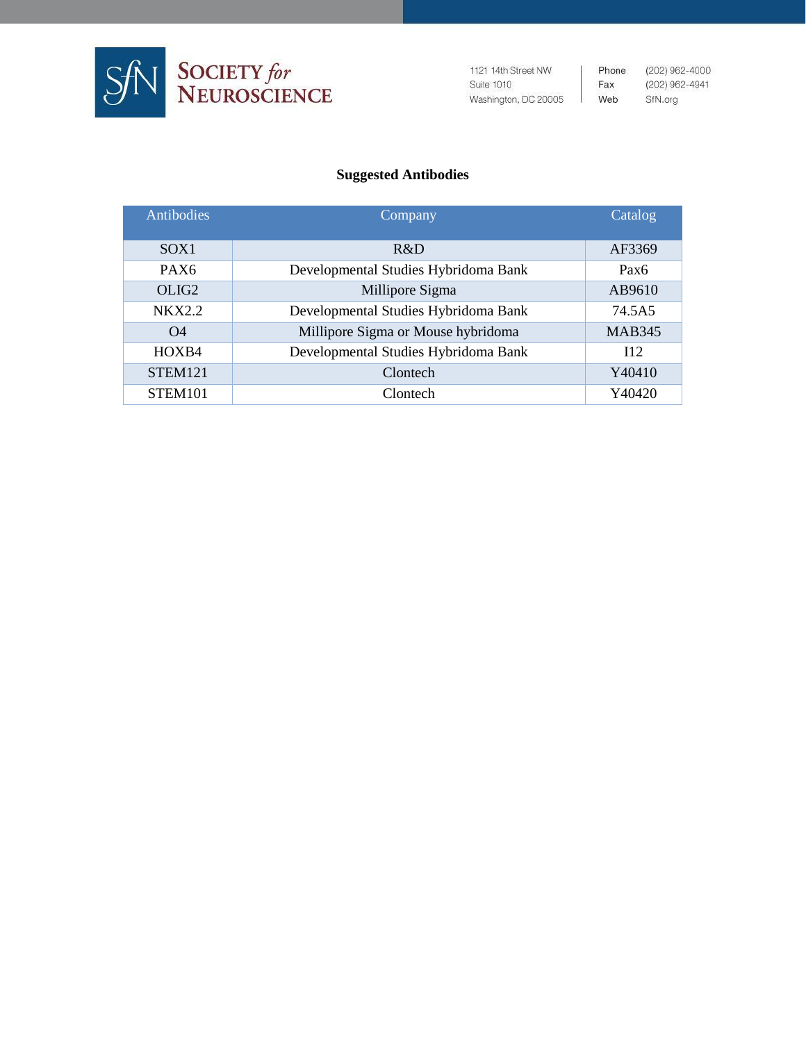**Suggested Antibodies**

| Antibodies | Company | Catalog |
|---|---|---|
| SOX1 | R&D | AF3369 |
| PAX6 | Developmental Studies Hybridoma Bank | Pax6 |
| OLIG2 | Millipore Sigma | AB9610 |
| NKX2.2 | Developmental Studies Hybridoma Bank | 74.5A5 |
| O4 | Millipore Sigma or Mouse hybridoma | MAB345 |
| HOXB4 | Developmental Studies Hybridoma Bank | I12 |
| STEM121 | Clontech | Y40410 |
| STEM101 | Clontech | Y40420 |